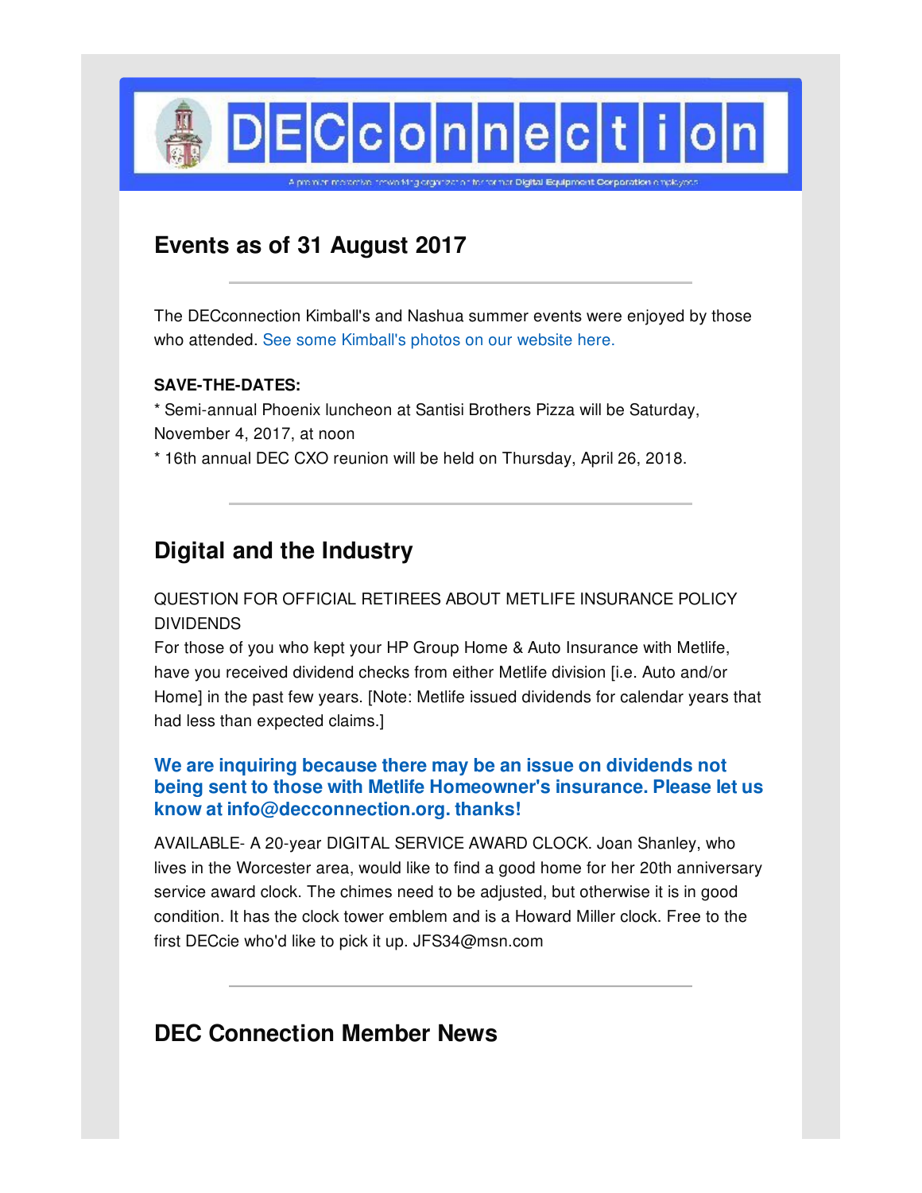# DECconnection

A premier nonprofit networking organization for former Digital Equipment Corporation employees

## Events as of 31 August 2017

---

The DECconnection Kimball's and Nashua summer events were enjoyed by those who attended. See some Kimball's photos on our website here.

**SAVE-THE-DATES:**
* Semi-annual Phoenix luncheon at Santisi Brothers Pizza will be Saturday, November 4, 2017, at noon
* 16th annual DEC CXO reunion will be held on Thursday, April 26, 2018.

---

## Digital and the Industry

QUESTION FOR OFFICIAL RETIREES ABOUT METLIFE INSURANCE POLICY DIVIDENDS
For those of you who kept your HP Group Home & Auto Insurance with Metlife, have you received dividend checks from either Metlife division [i.e. Auto and/or Home] in the past few years. [Note: Metlife issued dividends for calendar years that had less than expected claims.]

### We are inquiring because there may be an issue on dividends not being sent to those with Metlife Homeowner's insurance. Please let us know at info@decconnection.org. thanks!

AVAILABLE- A 20-year DIGITAL SERVICE AWARD CLOCK. Joan Shanley, who lives in the Worcester area, would like to find a good home for her 20th anniversary service award clock. The chimes need to be adjusted, but otherwise it is in good condition. It has the clock tower emblem and is a Howard Miller clock. Free to the first DECcie who'd like to pick it up. JFS34@msn.com

---

## DEC Connection Member News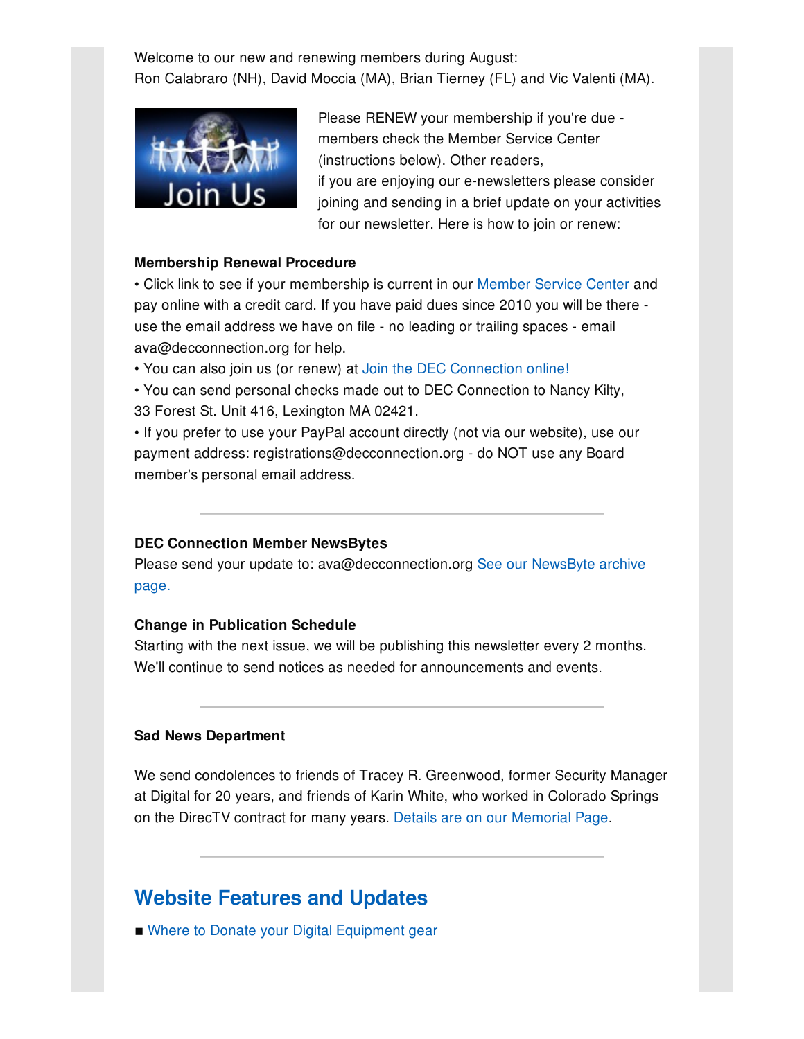Welcome to our new and renewing members during August:
Ron Calabraro (NH), David Moccia (MA), Brian Tierney (FL) and Vic Valenti (MA).

Please RENEW your membership if you're due - members check the Member Service Center (instructions below). Other readers,
if you are enjoying our e-newsletters please consider joining and sending in a brief update on your activities for our newsletter. Here is how to join or renew:

**Membership Renewal Procedure**

• Click link to see if your membership is current in our Member Service Center and pay online with a credit card. If you have paid dues since 2010 you will be there - use the email address we have on file - no leading or trailing spaces - email ava@decconnection.org for help.
• You can also join us (or renew) at Join the DEC Connection online!
• You can send personal checks made out to DEC Connection to Nancy Kilty, 33 Forest St. Unit 416, Lexington MA 02421.
• If you prefer to use your PayPal account directly (not via our website), use our payment address: registrations@decconnection.org - do NOT use any Board member's personal email address.

---

**DEC Connection Member NewsBytes**

Please send your update to: ava@decconnection.org See our NewsByte archive page.

**Change in Publication Schedule**

Starting with the next issue, we will be publishing this newsletter every 2 months. We'll continue to send notices as needed for announcements and events.

---

**Sad News Department**

We send condolences to friends of Tracey R. Greenwood, former Security Manager at Digital for 20 years, and friends of Karin White, who worked in Colorado Springs on the DirecTV contract for many years. Details are on our Memorial Page.

---

## Website Features and Updates

■ Where to Donate your Digital Equipment gear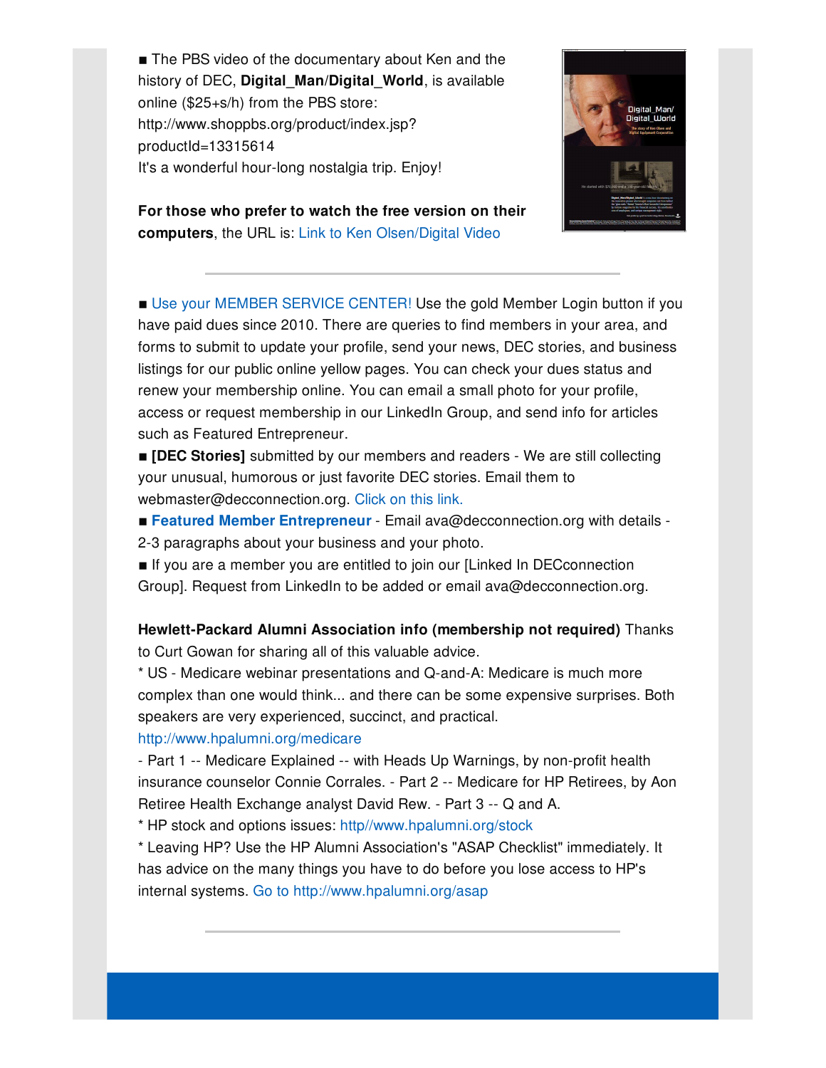■ The PBS video of the documentary about Ken and the history of DEC, **Digital_Man/Digital_World**, is available online ($25+s/h) from the PBS store: http://www.shoppbs.org/product/index.jsp?productId=13315614
It's a wonderful hour-long nostalgia trip. Enjoy!

**For those who prefer to watch the free version on their computers**, the URL is: Link to Ken Olsen/Digital Video

---

■ Use your MEMBER SERVICE CENTER! Use the gold Member Login button if you have paid dues since 2010. There are queries to find members in your area, and forms to submit to update your profile, send your news, DEC stories, and business listings for our public online yellow pages. You can check your dues status and renew your membership online. You can email a small photo for your profile, access or request membership in our LinkedIn Group, and send info for articles such as Featured Entrepreneur.
■ **[DEC Stories]** submitted by our members and readers - We are still collecting your unusual, humorous or just favorite DEC stories. Email them to webmaster@decconnection.org. Click on this link.
■ **Featured Member Entrepreneur** - Email ava@decconnection.org with details - 2-3 paragraphs about your business and your photo.
■ If you are a member you are entitled to join our [Linked In DECconnection Group]. Request from LinkedIn to be added or email ava@decconnection.org.

**Hewlett-Packard Alumni Association info (membership not required)** Thanks to Curt Gowan for sharing all of this valuable advice.
* US - Medicare webinar presentations and Q-and-A: Medicare is much more complex than one would think... and there can be some expensive surprises. Both speakers are very experienced, succinct, and practical.
http://www.hpalumni.org/medicare
- Part 1 -- Medicare Explained -- with Heads Up Warnings, by non-profit health insurance counselor Connie Corrales. - Part 2 -- Medicare for HP Retirees, by Aon Retiree Health Exchange analyst David Rew. - Part 3 -- Q and A.
* HP stock and options issues: http//www.hpalumni.org/stock
* Leaving HP? Use the HP Alumni Association's "ASAP Checklist" immediately. It has advice on the many things you have to do before you lose access to HP's internal systems. Go to http://www.hpalumni.org/asap

---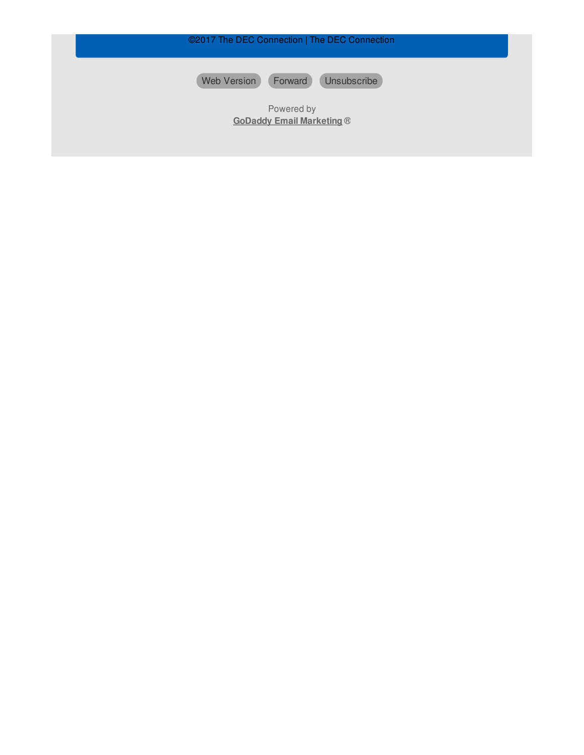©2017 The DEC Connection | The DEC Connection

Web Version  Forward  Unsubscribe

Powered by
**GoDaddy Email Marketing** ®